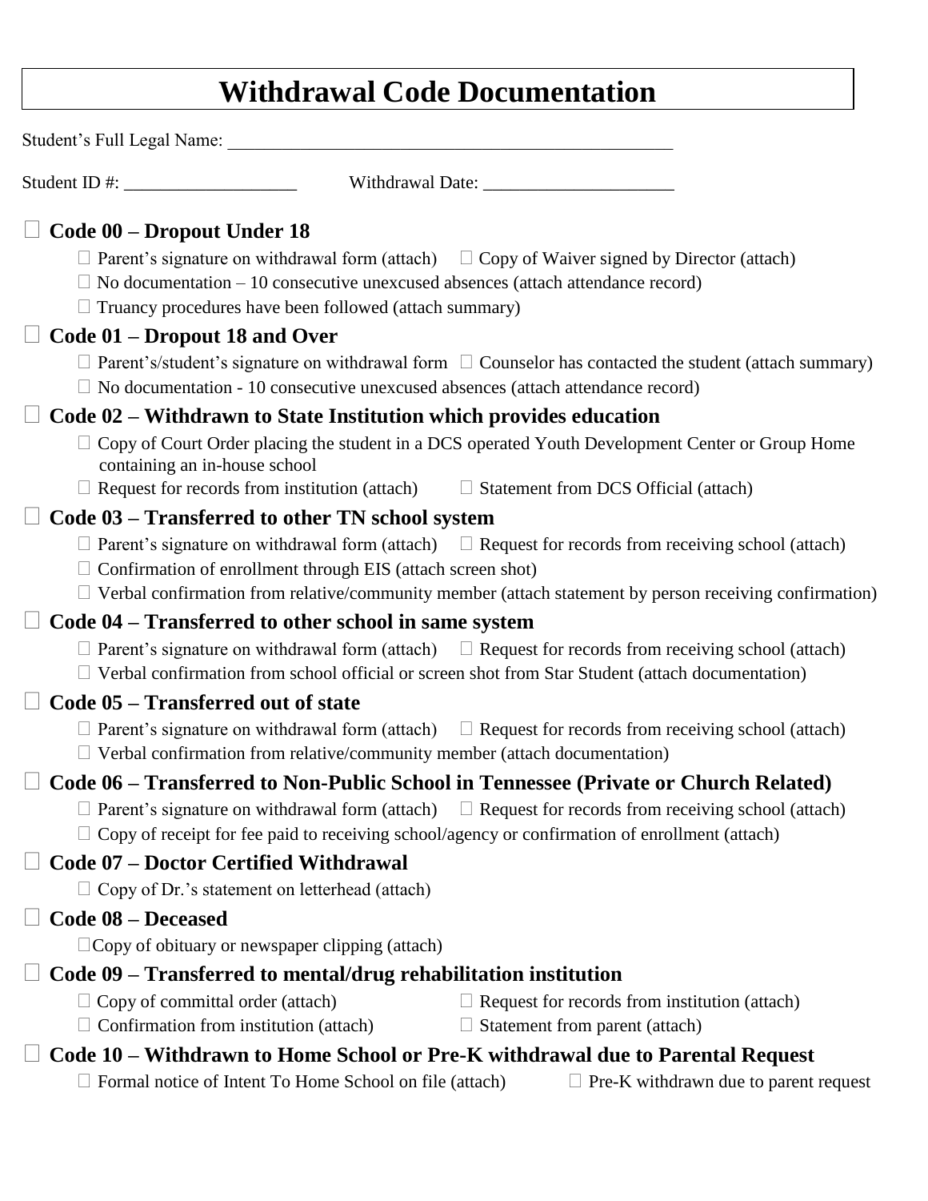# Withdrawal Code Documentation

Student's Full Legal Name: \_\_\_\_\_\_\_\_\_\_\_\_\_\_\_\_\_\_\_\_\_\_\_\_\_\_\_\_\_\_\_\_\_\_\_\_\_\_\_\_\_\_\_\_\_\_\_\_\_\_

Student ID #: \_\_\_\_\_\_\_\_\_\_\_\_\_\_\_\_\_\_\_ Withdrawal Date: \_\_\_\_\_\_\_\_\_\_\_\_\_\_\_\_\_\_\_\_\_

☐ **Code 00 – Dropout Under 18**

- ☐ Parent's signature on withdrawal form (attach) ☐ Copy of Waiver signed by Director (attach)
- ☐ No documentation – 10 consecutive unexcused absences (attach attendance record)
- ☐ Truancy procedures have been followed (attach summary)

☐ **Code 01 – Dropout 18 and Over**

- ☐ Parent's/student's signature on withdrawal form ☐ Counselor has contacted the student (attach summary)
- ☐ No documentation - 10 consecutive unexcused absences (attach attendance record)

☐ **Code 02 – Withdrawn to State Institution which provides education**

- ☐ Copy of Court Order placing the student in a DCS operated Youth Development Center or Group Home containing an in-house school
- ☐ Request for records from institution (attach) ☐ Statement from DCS Official (attach)

☐ **Code 03 – Transferred to other TN school system**

- ☐ Parent's signature on withdrawal form (attach) ☐ Request for records from receiving school (attach)
- ☐ Confirmation of enrollment through EIS (attach screen shot)
- ☐ Verbal confirmation from relative/community member (attach statement by person receiving confirmation)

☐ **Code 04 – Transferred to other school in same system**

- ☐ Parent's signature on withdrawal form (attach) ☐ Request for records from receiving school (attach)
- ☐ Verbal confirmation from school official or screen shot from Star Student (attach documentation)

☐ **Code 05 – Transferred out of state**

- ☐ Parent's signature on withdrawal form (attach) ☐ Request for records from receiving school (attach)
- ☐ Verbal confirmation from relative/community member (attach documentation)

☐ **Code 06 – Transferred to Non-Public School in Tennessee (Private or Church Related)**

- ☐ Parent's signature on withdrawal form (attach) ☐ Request for records from receiving school (attach)
- ☐ Copy of receipt for fee paid to receiving school/agency or confirmation of enrollment (attach)

☐ **Code 07 – Doctor Certified Withdrawal**

- ☐ Copy of Dr.'s statement on letterhead (attach)

☐ **Code 08 – Deceased**

- ☐ Copy of obituary or newspaper clipping (attach)

☐ **Code 09 – Transferred to mental/drug rehabilitation institution**

- ☐ Copy of committal order (attach) ☐ Request for records from institution (attach)
- ☐ Confirmation from institution (attach) ☐ Statement from parent (attach)

☐ **Code 10 – Withdrawn to Home School or Pre-K withdrawal due to Parental Request**

- ☐ Formal notice of Intent To Home School on file (attach) ☐ Pre-K withdrawn due to parent request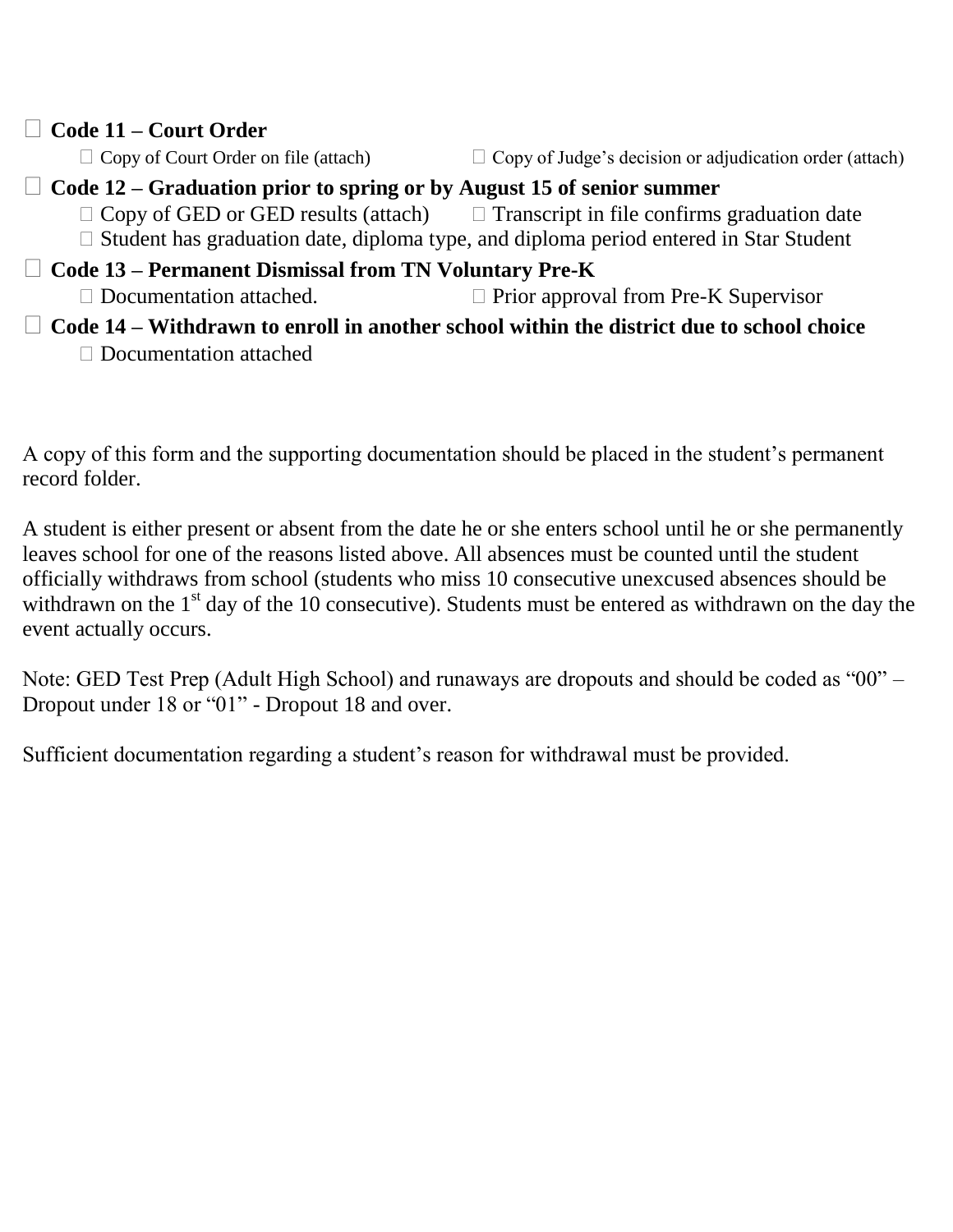☐ **Code 11 – Court Order**

☐ Copy of Court Order on file (attach) ☐ Copy of Judge's decision or adjudication order (attach)

☐ **Code 12 – Graduation prior to spring or by August 15 of senior summer**

☐ Copy of GED or GED results (attach) ☐ Transcript in file confirms graduation date

☐ Student has graduation date, diploma type, and diploma period entered in Star Student

☐ **Code 13 – Permanent Dismissal from TN Voluntary Pre-K**

☐ Documentation attached. ☐ Prior approval from Pre-K Supervisor

☐ **Code 14 – Withdrawn to enroll in another school within the district due to school choice**

☐ Documentation attached

A copy of this form and the supporting documentation should be placed in the student's permanent record folder.

A student is either present or absent from the date he or she enters school until he or she permanently leaves school for one of the reasons listed above. All absences must be counted until the student officially withdraws from school (students who miss 10 consecutive unexcused absences should be withdrawn on the 1st day of the 10 consecutive). Students must be entered as withdrawn on the day the event actually occurs.

Note: GED Test Prep (Adult High School) and runaways are dropouts and should be coded as "00" – Dropout under 18 or "01" - Dropout 18 and over.

Sufficient documentation regarding a student's reason for withdrawal must be provided.